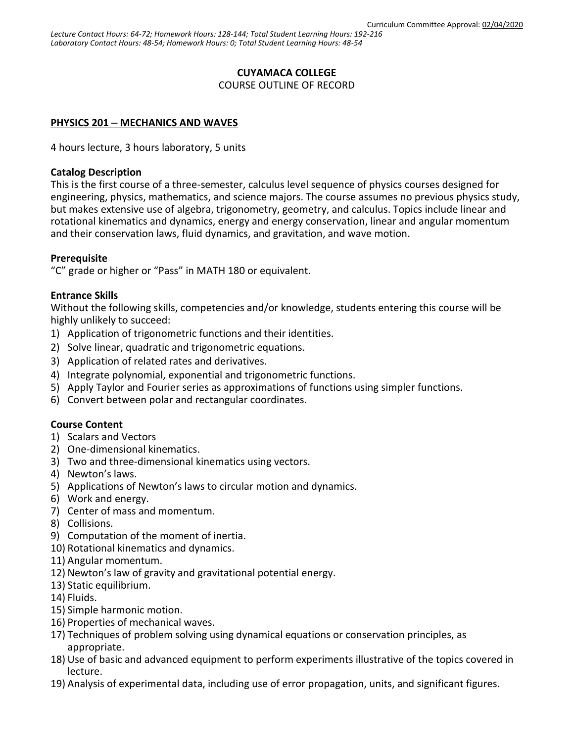Curriculum Committee Approval: 02/04/2020

*Lecture Contact Hours: 64-72; Homework Hours: 128-144; Total Student Learning Hours: 192-216*
*Laboratory Contact Hours: 48-54; Homework Hours: 0; Total Student Learning Hours: 48-54*

**CUYAMACA COLLEGE**
COURSE OUTLINE OF RECORD

## PHYSICS 201 – MECHANICS AND WAVES

4 hours lecture, 3 hours laboratory, 5 units

### Catalog Description

This is the first course of a three-semester, calculus level sequence of physics courses designed for engineering, physics, mathematics, and science majors. The course assumes no previous physics study, but makes extensive use of algebra, trigonometry, geometry, and calculus. Topics include linear and rotational kinematics and dynamics, energy and energy conservation, linear and angular momentum and their conservation laws, fluid dynamics, and gravitation, and wave motion.

### Prerequisite

"C" grade or higher or "Pass" in MATH 180 or equivalent.

### Entrance Skills

Without the following skills, competencies and/or knowledge, students entering this course will be highly unlikely to succeed:

1) Application of trigonometric functions and their identities.
2) Solve linear, quadratic and trigonometric equations.
3) Application of related rates and derivatives.
4) Integrate polynomial, exponential and trigonometric functions.
5) Apply Taylor and Fourier series as approximations of functions using simpler functions.
6) Convert between polar and rectangular coordinates.

### Course Content

1) Scalars and Vectors
2) One-dimensional kinematics.
3) Two and three-dimensional kinematics using vectors.
4) Newton's laws.
5) Applications of Newton's laws to circular motion and dynamics.
6) Work and energy.
7) Center of mass and momentum.
8) Collisions.
9) Computation of the moment of inertia.
10) Rotational kinematics and dynamics.
11) Angular momentum.
12) Newton's law of gravity and gravitational potential energy.
13) Static equilibrium.
14) Fluids.
15) Simple harmonic motion.
16) Properties of mechanical waves.
17) Techniques of problem solving using dynamical equations or conservation principles, as appropriate.
18) Use of basic and advanced equipment to perform experiments illustrative of the topics covered in lecture.
19) Analysis of experimental data, including use of error propagation, units, and significant figures.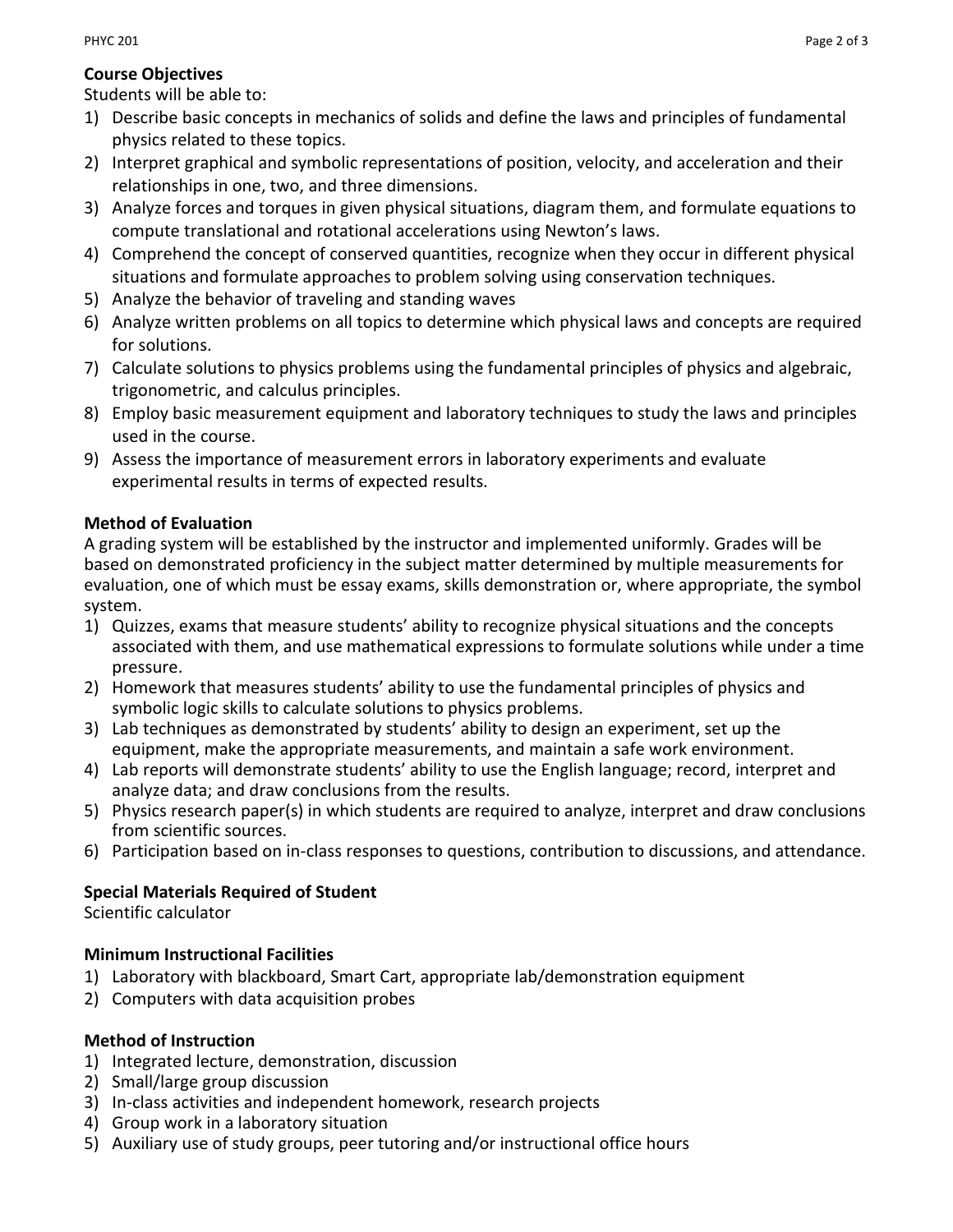**Course Objectives**

Students will be able to:

1) Describe basic concepts in mechanics of solids and define the laws and principles of fundamental physics related to these topics.
2) Interpret graphical and symbolic representations of position, velocity, and acceleration and their relationships in one, two, and three dimensions.
3) Analyze forces and torques in given physical situations, diagram them, and formulate equations to compute translational and rotational accelerations using Newton's laws.
4) Comprehend the concept of conserved quantities, recognize when they occur in different physical situations and formulate approaches to problem solving using conservation techniques.
5) Analyze the behavior of traveling and standing waves
6) Analyze written problems on all topics to determine which physical laws and concepts are required for solutions.
7) Calculate solutions to physics problems using the fundamental principles of physics and algebraic, trigonometric, and calculus principles.
8) Employ basic measurement equipment and laboratory techniques to study the laws and principles used in the course.
9) Assess the importance of measurement errors in laboratory experiments and evaluate experimental results in terms of expected results.

**Method of Evaluation**

A grading system will be established by the instructor and implemented uniformly. Grades will be based on demonstrated proficiency in the subject matter determined by multiple measurements for evaluation, one of which must be essay exams, skills demonstration or, where appropriate, the symbol system.

1) Quizzes, exams that measure students' ability to recognize physical situations and the concepts associated with them, and use mathematical expressions to formulate solutions while under a time pressure.
2) Homework that measures students' ability to use the fundamental principles of physics and symbolic logic skills to calculate solutions to physics problems.
3) Lab techniques as demonstrated by students' ability to design an experiment, set up the equipment, make the appropriate measurements, and maintain a safe work environment.
4) Lab reports will demonstrate students' ability to use the English language; record, interpret and analyze data; and draw conclusions from the results.
5) Physics research paper(s) in which students are required to analyze, interpret and draw conclusions from scientific sources.
6) Participation based on in-class responses to questions, contribution to discussions, and attendance.

**Special Materials Required of Student**

Scientific calculator

**Minimum Instructional Facilities**

1) Laboratory with blackboard, Smart Cart, appropriate lab/demonstration equipment
2) Computers with data acquisition probes

**Method of Instruction**

1) Integrated lecture, demonstration, discussion
2) Small/large group discussion
3) In-class activities and independent homework, research projects
4) Group work in a laboratory situation
5) Auxiliary use of study groups, peer tutoring and/or instructional office hours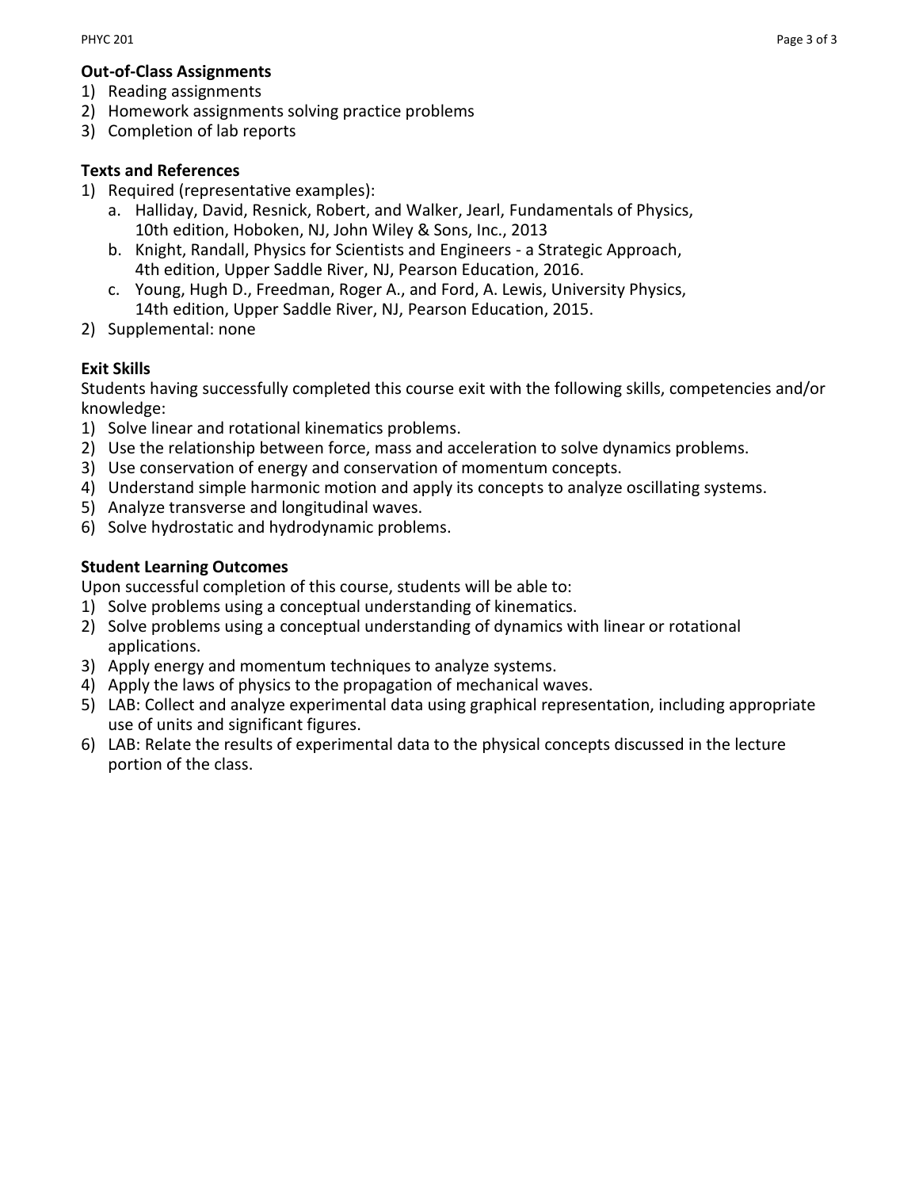**Out-of-Class Assignments**

1) Reading assignments
2) Homework assignments solving practice problems
3) Completion of lab reports

**Texts and References**

1) Required (representative examples):
   a. Halliday, David, Resnick, Robert, and Walker, Jearl, Fundamentals of Physics, 10th edition, Hoboken, NJ, John Wiley & Sons, Inc., 2013
   b. Knight, Randall, Physics for Scientists and Engineers - a Strategic Approach, 4th edition, Upper Saddle River, NJ, Pearson Education, 2016.
   c. Young, Hugh D., Freedman, Roger A., and Ford, A. Lewis, University Physics, 14th edition, Upper Saddle River, NJ, Pearson Education, 2015.
2) Supplemental: none

**Exit Skills**

Students having successfully completed this course exit with the following skills, competencies and/or knowledge:

1) Solve linear and rotational kinematics problems.
2) Use the relationship between force, mass and acceleration to solve dynamics problems.
3) Use conservation of energy and conservation of momentum concepts.
4) Understand simple harmonic motion and apply its concepts to analyze oscillating systems.
5) Analyze transverse and longitudinal waves.
6) Solve hydrostatic and hydrodynamic problems.

**Student Learning Outcomes**

Upon successful completion of this course, students will be able to:

1) Solve problems using a conceptual understanding of kinematics.
2) Solve problems using a conceptual understanding of dynamics with linear or rotational applications.
3) Apply energy and momentum techniques to analyze systems.
4) Apply the laws of physics to the propagation of mechanical waves.
5) LAB: Collect and analyze experimental data using graphical representation, including appropriate use of units and significant figures.
6) LAB: Relate the results of experimental data to the physical concepts discussed in the lecture portion of the class.